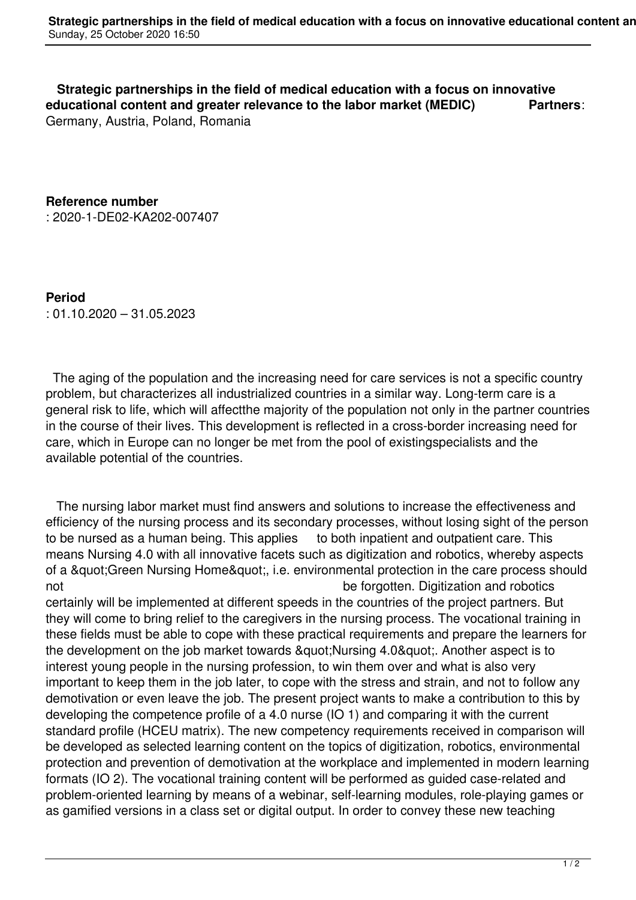**Strategic partnerships in the field of medical education with a focus on innovative educational content and greater relevance to the labor market (MEDIC)** **Partners**: Germany, Austria, Poland, Romania

**Reference number**
: 2020-1-DE02-KA202-007407

**Period**
: 01.10.2020 – 31.05.2023

The aging of the population and the increasing need for care services is not a specific country problem, but characterizes all industrialized countries in a similar way. Long-term care is a general risk to life, which will affectthe majority of the population not only in the partner countries in the course of their lives. This development is reflected in a cross-border increasing need for care, which in Europe can no longer be met from the pool of existingspecialists and the available potential of the countries.

The nursing labor market must find answers and solutions to increase the effectiveness and efficiency of the nursing process and its secondary processes, without losing sight of the person to be nursed as a human being. This applies to both inpatient and outpatient care. This means Nursing 4.0 with all innovative facets such as digitization and robotics, whereby aspects of a &quot;Green Nursing Home&quot;, i.e. environmental protection in the care process should not be forgotten. Digitization and robotics certainly will be implemented at different speeds in the countries of the project partners. But they will come to bring relief to the caregivers in the nursing process. The vocational training in these fields must be able to cope with these practical requirements and prepare the learners for the development on the job market towards &quot;Nursing 4.0&quot;. Another aspect is to interest young people in the nursing profession, to win them over and what is also very important to keep them in the job later, to cope with the stress and strain, and not to follow any demotivation or even leave the job. The present project wants to make a contribution to this by developing the competence profile of a 4.0 nurse (IO 1) and comparing it with the current standard profile (HCEU matrix). The new competency requirements received in comparison will be developed as selected learning content on the topics of digitization, robotics, environmental protection and prevention of demotivation at the workplace and implemented in modern learning formats (IO 2). The vocational training content will be performed as guided case-related and problem-oriented learning by means of a webinar, self-learning modules, role-playing games or as gamified versions in a class set or digital output. In order to convey these new teaching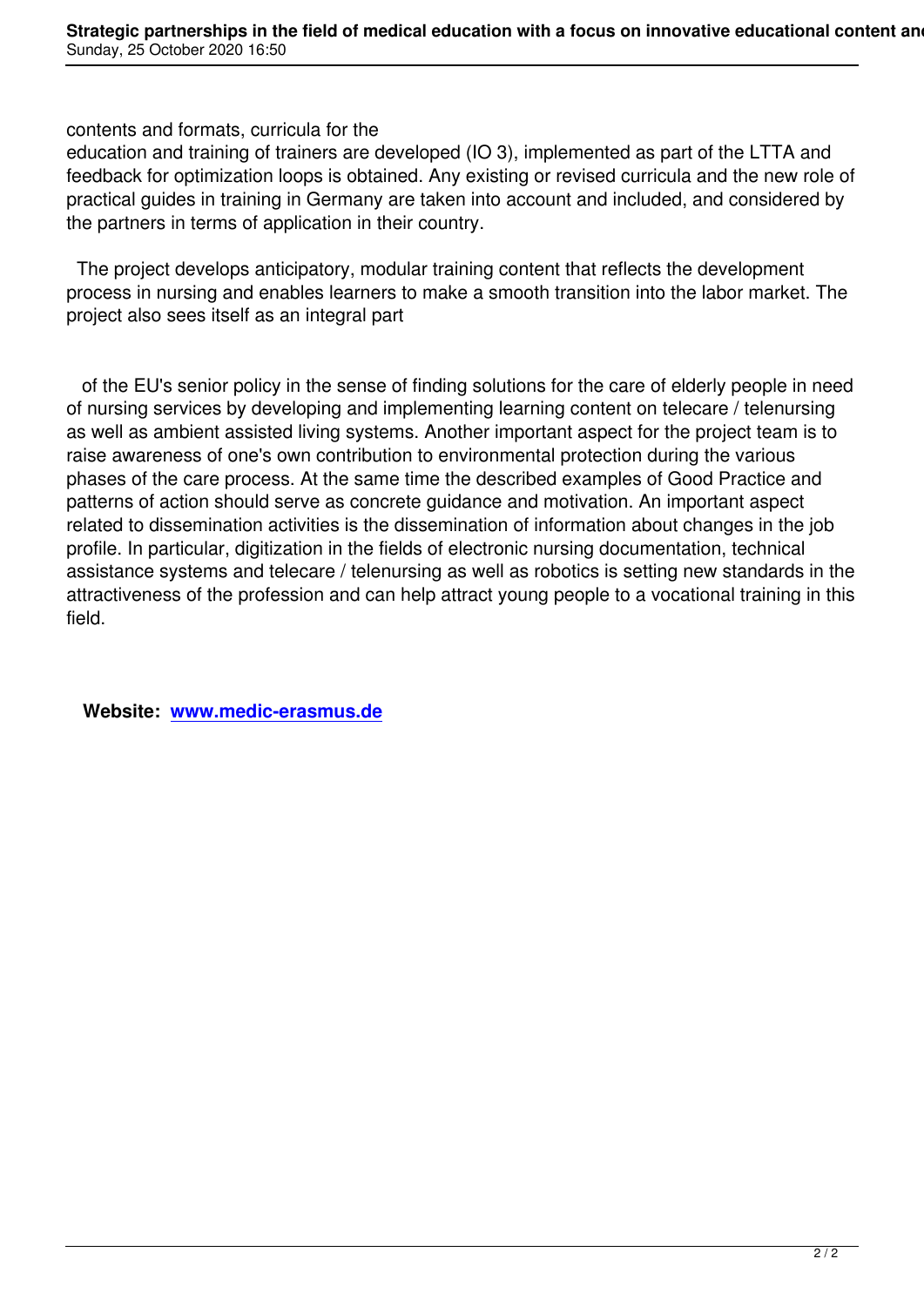contents and formats, curricula for the education and training of trainers are developed (IO 3), implemented as part of the LTTA and feedback for optimization loops is obtained. Any existing or revised curricula and the new role of practical guides in training in Germany are taken into account and included, and considered by the partners in terms of application in their country.

The project develops anticipatory, modular training content that reflects the development process in nursing and enables learners to make a smooth transition into the labor market. The project also sees itself as an integral part of the EU's senior policy in the sense of finding solutions for the care of elderly people in need of nursing services by developing and implementing learning content on telecare / telenursing as well as ambient assisted living systems. Another important aspect for the project team is to raise awareness of one's own contribution to environmental protection during the various phases of the care process. At the same time the described examples of Good Practice and patterns of action should serve as concrete guidance and motivation. An important aspect related to dissemination activities is the dissemination of information about changes in the job profile. In particular, digitization in the fields of electronic nursing documentation, technical assistance systems and telecare / telenursing as well as robotics is setting new standards in the attractiveness of the profession and can help attract young people to a vocational training in this field.

**Website: [www.medic-erasmus.de](http://www.medic-erasmus.de)**